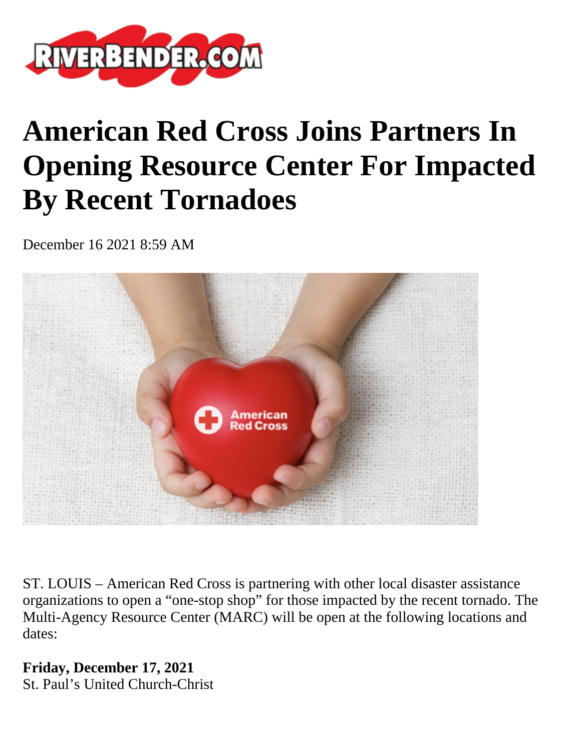# American Red Cross Joins Partners In Opening Resource Center For Impacted By Recent Tornadoes

December 16 2021 8:59 AM

ST. LOUIS – American Red Cross is partnering with other local disaster assistance organizations to open a “one-stop shop” for those impacted by the recent tornado. The Multi-Agency Resource Center (MARC) will be open at the following locations and dates:

**Friday, December 17, 2021**
St. Paul’s United Church-Christ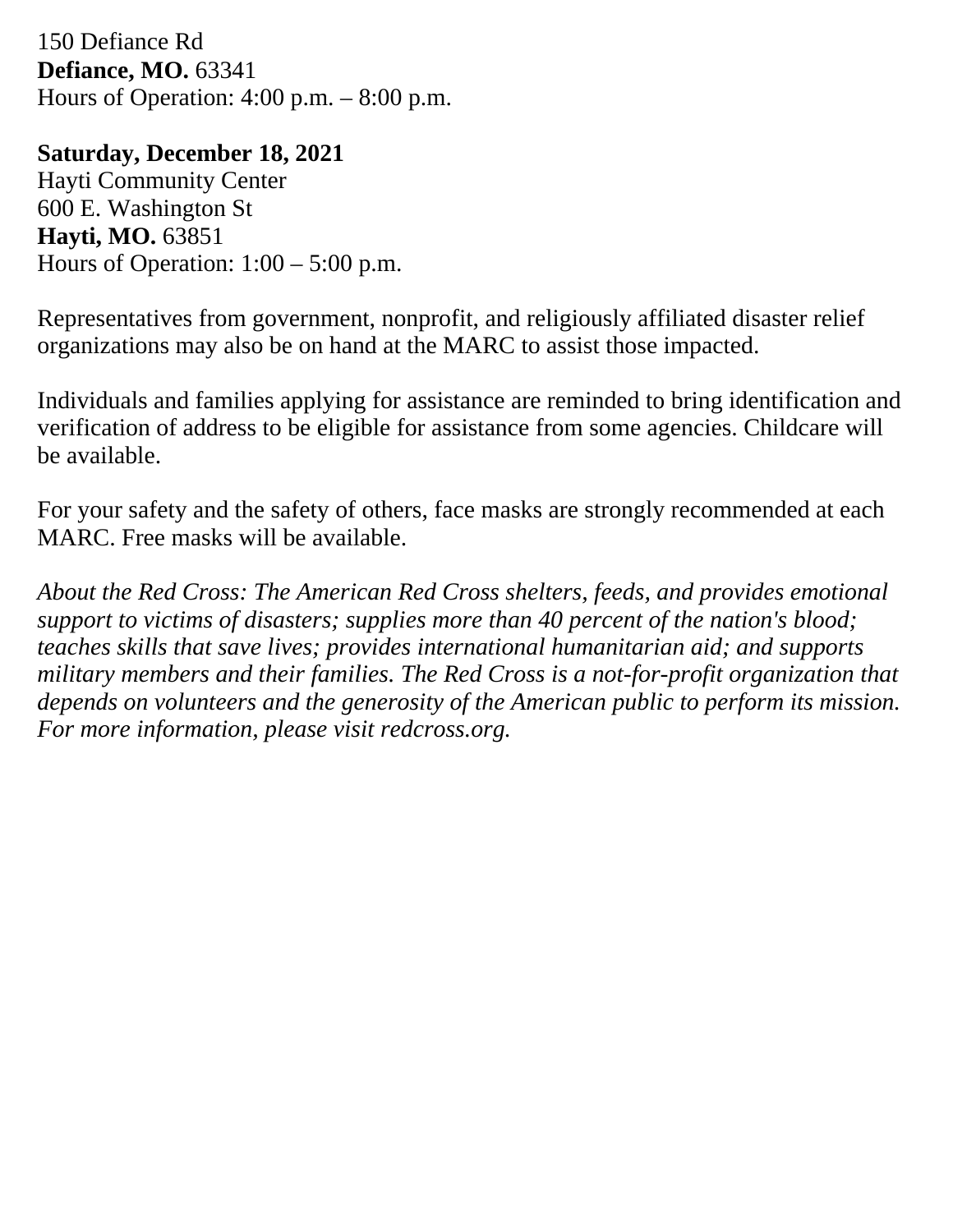150 Defiance Rd
**Defiance, MO.** 63341
Hours of Operation: 4:00 p.m. – 8:00 p.m.

**Saturday, December 18, 2021**
Hayti Community Center
600 E. Washington St
**Hayti, MO.** 63851
Hours of Operation: 1:00 – 5:00 p.m.

Representatives from government, nonprofit, and religiously affiliated disaster relief organizations may also be on hand at the MARC to assist those impacted.

Individuals and families applying for assistance are reminded to bring identification and verification of address to be eligible for assistance from some agencies. Childcare will be available.

For your safety and the safety of others, face masks are strongly recommended at each MARC. Free masks will be available.

*About the Red Cross: The American Red Cross shelters, feeds, and provides emotional support to victims of disasters; supplies more than 40 percent of the nation's blood; teaches skills that save lives; provides international humanitarian aid; and supports military members and their families. The Red Cross is a not-for-profit organization that depends on volunteers and the generosity of the American public to perform its mission. For more information, please visit redcross.org.*